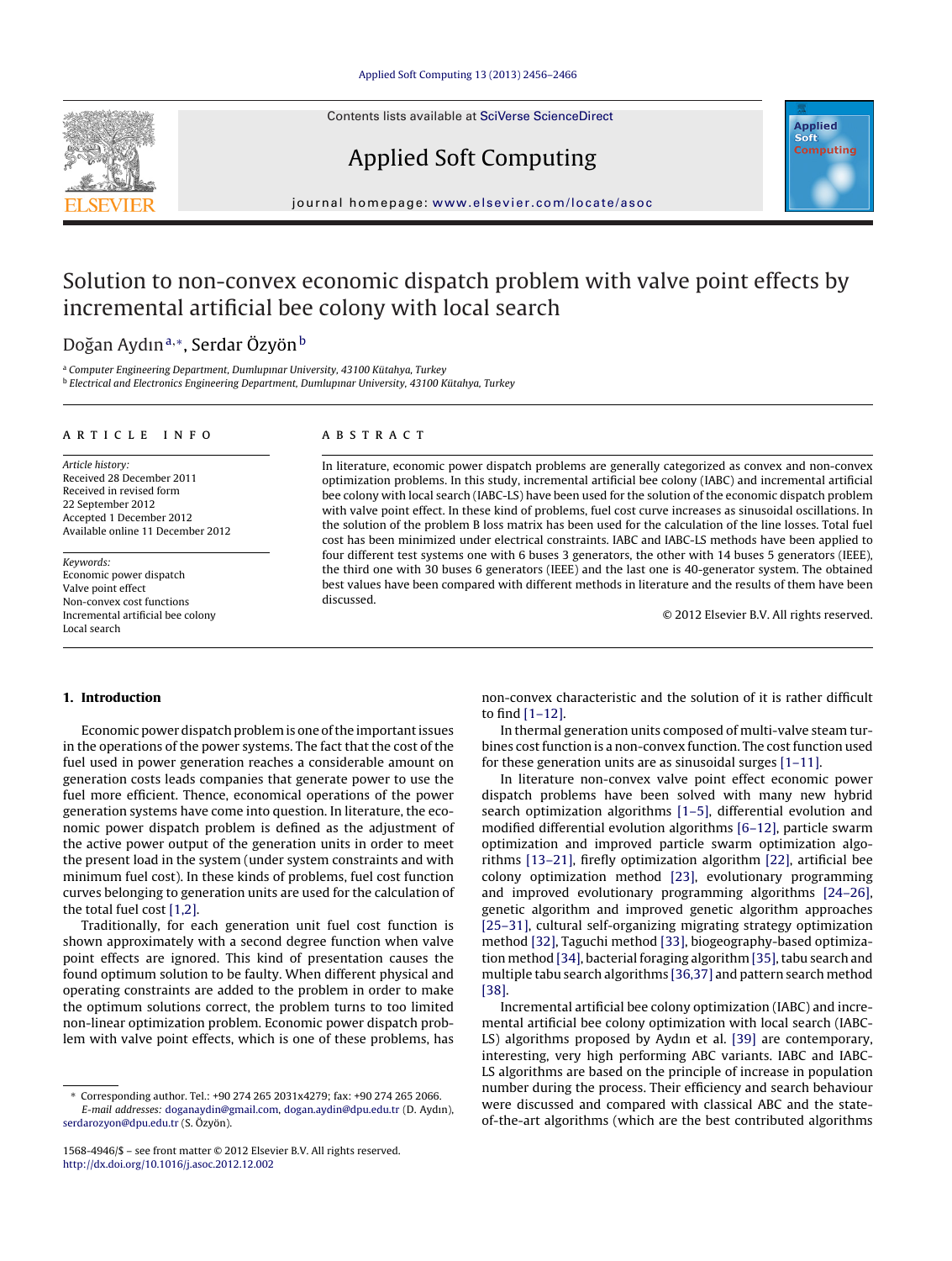# Solution to non-convex economic dispatch problem with valve point effects by incremental artificial bee colony with local search

Doğan Aydın[a,*], Serdar Özyön[b]

[a] Computer Engineering Department, Dumlupınar University, 43100 Kütahya, Turkey

[b] Electrical and Electronics Engineering Department, Dumlupınar University, 43100 Kütahya, Turkey

## ARTICLE INFO

*Article history:*
Received 28 December 2011
Received in revised form 22 September 2012
Accepted 1 December 2012
Available online 11 December 2012

*Keywords:*
Economic power dispatch
Valve point effect
Non-convex cost functions
Incremental artificial bee colony
Local search

## ABSTRACT

In literature, economic power dispatch problems are generally categorized as convex and non-convex optimization problems. In this study, incremental artificial bee colony (IABC) and incremental artificial bee colony with local search (IABC-LS) have been used for the solution of the economic dispatch problem with valve point effect. In these kind of problems, fuel cost curve increases as sinusoidal oscillations. In the solution of the problem B loss matrix has been used for the calculation of the line losses. Total fuel cost has been minimized under electrical constraints. IABC and IABC-LS methods have been applied to four different test systems one with 6 buses 3 generators, the other with 14 buses 5 generators (IEEE), the third one with 30 buses 6 generators (IEEE) and the last one is 40-generator system. The obtained best values have been compared with different methods in literature and the results of them have been discussed.

© 2012 Elsevier B.V. All rights reserved.

## 1. Introduction

Economic power dispatch problem is one of the important issues in the operations of the power systems. The fact that the cost of the fuel used in power generation reaches a considerable amount on generation costs leads companies that generate power to use the fuel more efficient. Thence, economical operations of the power generation systems have come into question. In literature, the economic power dispatch problem is defined as the adjustment of the active power output of the generation units in order to meet the present load in the system (under system constraints and with minimum fuel cost). In these kinds of problems, fuel cost function curves belonging to generation units are used for the calculation of the total fuel cost [1,2].

Traditionally, for each generation unit fuel cost function is shown approximately with a second degree function when valve point effects are ignored. This kind of presentation causes the found optimum solution to be faulty. When different physical and operating constraints are added to the problem in order to make the optimum solutions correct, the problem turns to too limited non-linear optimization problem. Economic power dispatch problem with valve point effects, which is one of these problems, has non-convex characteristic and the solution of it is rather difficult to find [1–12].

In thermal generation units composed of multi-valve steam turbines cost function is a non-convex function. The cost function used for these generation units are as sinusoidal surges [1–11].

In literature non-convex valve point effect economic power dispatch problems have been solved with many new hybrid search optimization algorithms [1–5], differential evolution and modified differential evolution algorithms [6–12], particle swarm optimization and improved particle swarm optimization algorithms [13–21], firefly optimization algorithm [22], artificial bee colony optimization method [23], evolutionary programming and improved evolutionary programming algorithms [24–26], genetic algorithm and improved genetic algorithm approaches [25–31], cultural self-organizing migrating strategy optimization method [32], Taguchi method [33], biogeography-based optimization method [34], bacterial foraging algorithm [35], tabu search and multiple tabu search algorithms [36,37] and pattern search method [38].

Incremental artificial bee colony optimization (IABC) and incremental artificial bee colony optimization with local search (IABC-LS) algorithms proposed by Aydın et al. [39] are contemporary, interesting, very high performing ABC variants. IABC and IABC-LS algorithms are based on the principle of increase in population number during the process. Their efficiency and search behaviour were discussed and compared with classical ABC and the state-of-the-art algorithms (which are the best contributed algorithms

* Corresponding author. Tel.: +90 274 265 2031x4279; fax: +90 274 265 2066.
*E-mail addresses:* doganaydin@gmail.com, dogan.aydin@dpu.edu.tr (D. Aydın), serdarozyon@dpu.edu.tr (S. Özyön).

1568-4946/$ – see front matter © 2012 Elsevier B.V. All rights reserved.
http://dx.doi.org/10.1016/j.asoc.2012.12.002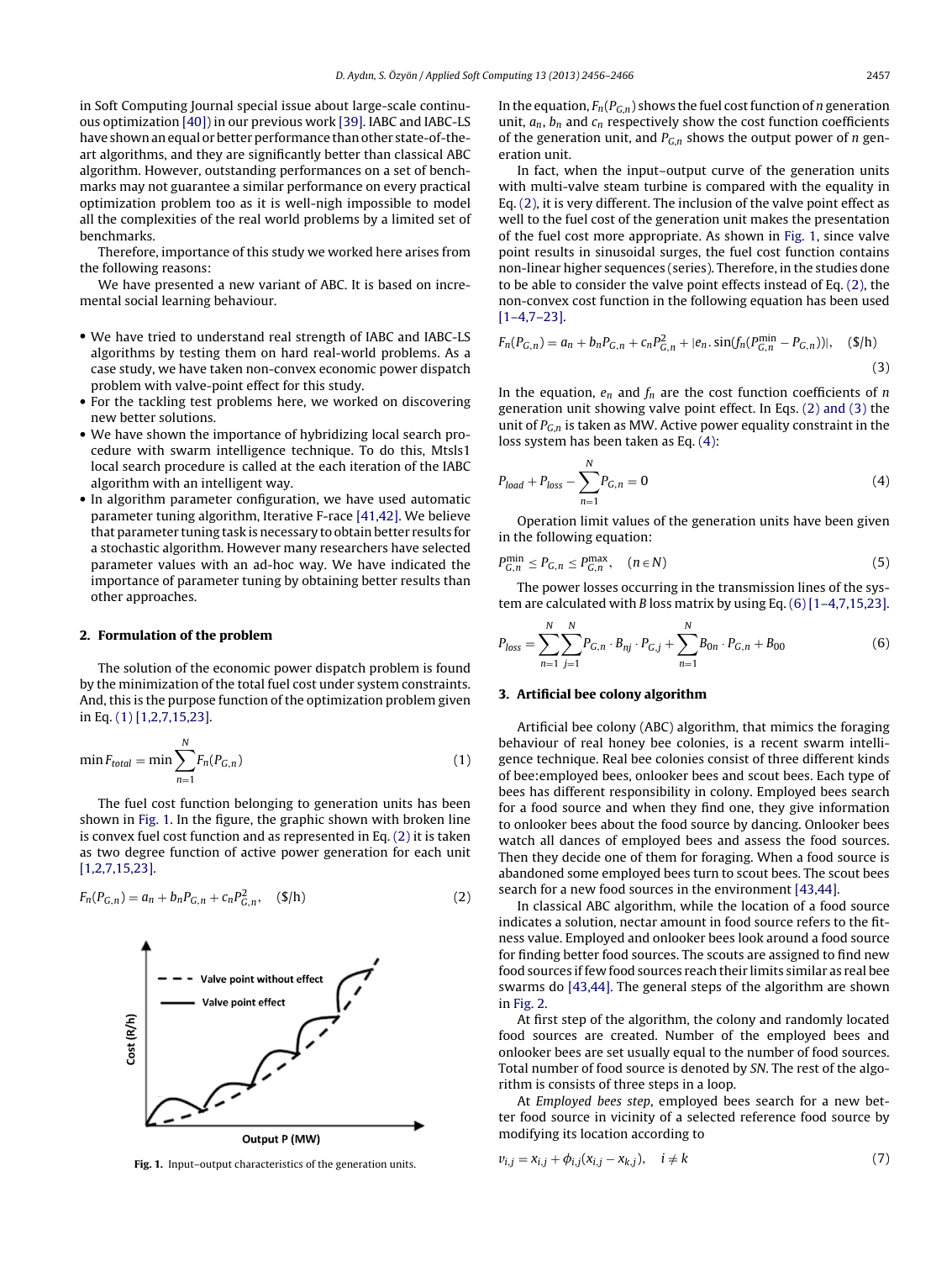in Soft Computing Journal special issue about large-scale continuous optimization [40]) in our previous work [39]. IABC and IABC-LS have shown an equal or better performance than other state-of-the-art algorithms, and they are significantly better than classical ABC algorithm. However, outstanding performances on a set of benchmarks may not guarantee a similar performance on every practical optimization problem too as it is well-nigh impossible to model all the complexities of the real world problems by a limited set of benchmarks.

Therefore, importance of this study we worked here arises from the following reasons:

We have presented a new variant of ABC. It is based on incremental social learning behaviour.

- We have tried to understand real strength of IABC and IABC-LS algorithms by testing them on hard real-world problems. As a case study, we have taken non-convex economic power dispatch problem with valve-point effect for this study.
- For the tackling test problems here, we worked on discovering new better solutions.
- We have shown the importance of hybridizing local search procedure with swarm intelligence technique. To do this, Mtsls1 local search procedure is called at the each iteration of the IABC algorithm with an intelligent way.
- In algorithm parameter configuration, we have used automatic parameter tuning algorithm, Iterative F-race [41,42]. We believe that parameter tuning task is necessary to obtain better results for a stochastic algorithm. However many researchers have selected parameter values with an ad-hoc way. We have indicated the importance of parameter tuning by obtaining better results than other approaches.

## 2. Formulation of the problem

The solution of the economic power dispatch problem is found by the minimization of the total fuel cost under system constraints. And, this is the purpose function of the optimization problem given in Eq. (1) [1,2,7,15,23].

$$\min F_{total} = \min \sum_{n=1}^{N} F_n(P_{G,n}) \tag{1}$$

The fuel cost function belonging to generation units has been shown in Fig. 1. In the figure, the graphic shown with broken line is convex fuel cost function and as represented in Eq. (2) it is taken as two degree function of active power generation for each unit [1,2,7,15,23].

$$F_n(P_{G,n}) = a_n + b_n P_{G,n} + c_n P_{G,n}^2, \quad (\$/\mathrm{h}) \tag{2}$$

Fig. 1. Input–output characteristics of the generation units.

In the equation, $F_n(P_{G,n})$ shows the fuel cost function of $n$ generation unit, $a_n$, $b_n$ and $c_n$ respectively show the cost function coefficients of the generation unit, and $P_{G,n}$ shows the output power of $n$ generation unit.

In fact, when the input–output curve of the generation units with multi-valve steam turbine is compared with the equality in Eq. (2), it is very different. The inclusion of the valve point effect as well to the fuel cost of the generation unit makes the presentation of the fuel cost more appropriate. As shown in Fig. 1, since valve point results in sinusoidal surges, the fuel cost function contains non-linear higher sequences (series). Therefore, in the studies done to be able to consider the valve point effects instead of Eq. (2), the non-convex cost function in the following equation has been used [1–4,7–23].

$$F_n(P_{G,n}) = a_n + b_n P_{G,n} + c_n P_{G,n}^2 + |e_n . \sin(f_n(P_{G,n}^{\min} - P_{G,n}))|, \quad (\$/\mathrm{h}) \tag{3}$$

In the equation, $e_n$ and $f_n$ are the cost function coefficients of $n$ generation unit showing valve point effect. In Eqs. (2) and (3) the unit of $P_{G,n}$ is taken as MW. Active power equality constraint in the loss system has been taken as Eq. (4):

$$P_{load} + P_{loss} - \sum_{n=1}^{N} P_{G,n} = 0 \tag{4}$$

Operation limit values of the generation units have given in the following equation:

$$P_{G,n}^{\min} \le P_{G,n} \le P_{G,n}^{\max}, \quad (n \in N) \tag{5}$$

The power losses occurring in the transmission lines of the system are calculated with $B$ loss matrix by using Eq. (6) [1–4,7,15,23].

$$P_{loss} = \sum_{n=1}^{N} \sum_{j=1}^{N} P_{G,n} \cdot B_{nj} \cdot P_{G,j} + \sum_{n=1}^{N} B_{0n} \cdot P_{G,n} + B_{00} \tag{6}$$

## 3. Artificial bee colony algorithm

Artificial bee colony (ABC) algorithm, that mimics the foraging behaviour of real honey bee colonies, is a recent swarm intelligence technique. Real bee colonies consist of three different kinds of bee:employed bees, onlooker bees and scout bees. Each type of bees has different responsibility in colony. Employed bees search for a food source and when they find one, they give information to onlooker bees about the food source by dancing. Onlooker bees watch all dances of employed bees and assess the food sources. Then they decide one of them for foraging. When a food source is abandoned some employed bees turn to scout bees. The scout bees search for a new food sources in the environment [43,44].

In classical ABC algorithm, while the location of a food source indicates a solution, nectar amount in food source refers to the fitness value. Employed and onlooker bees look around a food source for finding better food sources. The scouts are assigned to find new food sources if few food sources reach their limits similar as real bee swarms do [43,44]. The general steps of the algorithm are shown in Fig. 2.

At first step of the algorithm, the colony and randomly located food sources are created. Number of the employed bees and onlooker bees are set usually equal to the number of food sources. Total number of food source is denoted by *SN*. The rest of the algorithm is consists of three steps in a loop.

At *Employed bees step*, employed bees search for a new better food source in vicinity of a selected reference food source by modifying its location according to

$$v_{i,j} = x_{i,j} + \phi_{i,j}(x_{i,j} - x_{k,j}), \quad i \neq k \tag{7}$$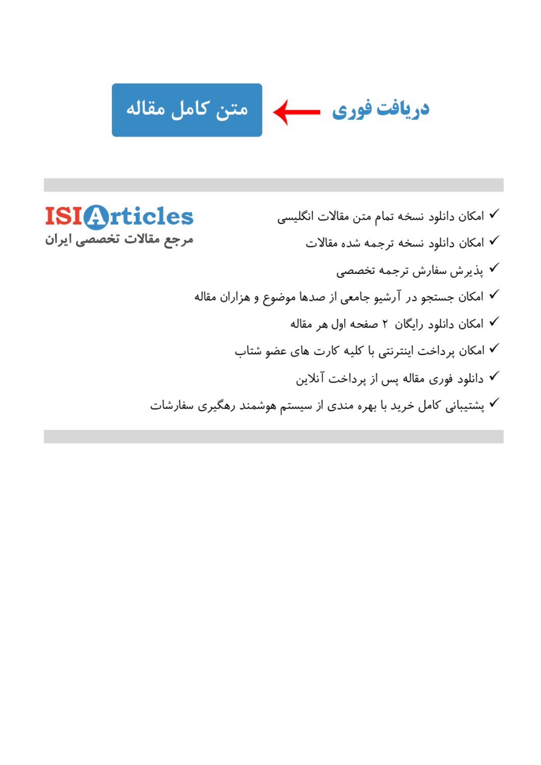دریافت فوری ← متن کامل مقاله

**ISIArticles**
مرجع مقالات تخصصی ایران

- ✓ امکان دانلود نسخه تمام متن مقالات انگلیسی
- ✓ امکان دانلود نسخه ترجمه شده مقالات
- ✓ پذیرش سفارش ترجمه تخصصی
- ✓ امکان جستجو در آرشیو جامعی از صدها موضوع و هزاران مقاله
- ✓ امکان دانلود رایگان ۲ صفحه اول هر مقاله
- ✓ امکان پرداخت اینترنتی با کلیه کارت های عضو شتاب
- ✓ دانلود فوری مقاله پس از پرداخت آنلاین
- ✓ پشتیبانی کامل خرید با بهره مندی از سیستم هوشمند رهگیری سفارشات